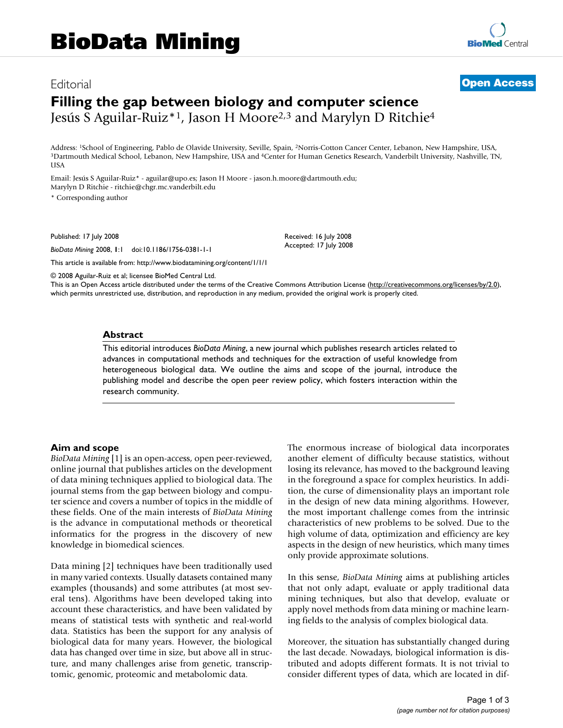# BioData Mining

Editorial

**Open Access**

# Filling the gap between biology and computer science

Jesús S Aguilar-Ruiz*[1], Jason H Moore[2,3] and Marylyn D Ritchie[4]

Address: [1]School of Engineering, Pablo de Olavide University, Seville, Spain, [2]Norris-Cotton Cancer Center, Lebanon, New Hampshire, USA, [3]Dartmouth Medical School, Lebanon, New Hampshire, USA and [4]Center for Human Genetics Research, Vanderbilt University, Nashville, TN, USA

Email: Jesús S Aguilar-Ruiz* - aguilar@upo.es; Jason H Moore - jason.h.moore@dartmouth.edu; Marylyn D Ritchie - ritchie@chgr.mc.vanderbilt.edu

\* Corresponding author

Published: 17 July 2008

*BioData Mining* 2008, **1**:1 doi:10.1186/1756-0381-1-1

Received: 16 July 2008
Accepted: 17 July 2008

This article is available from: http://www.biodatamining.org/content/1/1/1

© 2008 Aguilar-Ruiz et al; licensee BioMed Central Ltd.
This is an Open Access article distributed under the terms of the Creative Commons Attribution License (http://creativecommons.org/licenses/by/2.0), which permits unrestricted use, distribution, and reproduction in any medium, provided the original work is properly cited.

## Abstract

This editorial introduces *BioData Mining*, a new journal which publishes research articles related to advances in computational methods and techniques for the extraction of useful knowledge from heterogeneous biological data. We outline the aims and scope of the journal, introduce the publishing model and describe the open peer review policy, which fosters interaction within the research community.

## Aim and scope

*BioData Mining* [1] is an open-access, open peer-reviewed, online journal that publishes articles on the development of data mining techniques applied to biological data. The journal stems from the gap between biology and computer science and covers a number of topics in the middle of these fields. One of the main interests of *BioData Mining* is the advance in computational methods or theoretical informatics for the progress in the discovery of new knowledge in biomedical sciences.

Data mining [2] techniques have been traditionally used in many varied contexts. Usually datasets contained many examples (thousands) and some attributes (at most several tens). Algorithms have been developed taking into account these characteristics, and have been validated by means of statistical tests with synthetic and real-world data. Statistics has been the support for any analysis of biological data for many years. However, the biological data has changed over time in size, but above all in structure, and many challenges arise from genetic, transcriptomic, genomic, proteomic and metabolomic data.

The enormous increase of biological data incorporates another element of difficulty because statistics, without losing its relevance, has moved to the background leaving in the foreground a space for complex heuristics. In addition, the curse of dimensionality plays an important role in the design of new data mining algorithms. However, the most important challenge comes from the intrinsic characteristics of new problems to be solved. Due to the high volume of data, optimization and efficiency are key aspects in the design of new heuristics, which many times only provide approximate solutions.

In this sense, *BioData Mining* aims at publishing articles that not only adapt, evaluate or apply traditional data mining techniques, but also that develop, evaluate or apply novel methods from data mining or machine learning fields to the analysis of complex biological data.

Moreover, the situation has substantially changed during the last decade. Nowadays, biological information is distributed and adopts different formats. It is not trivial to consider different types of data, which are located in dif-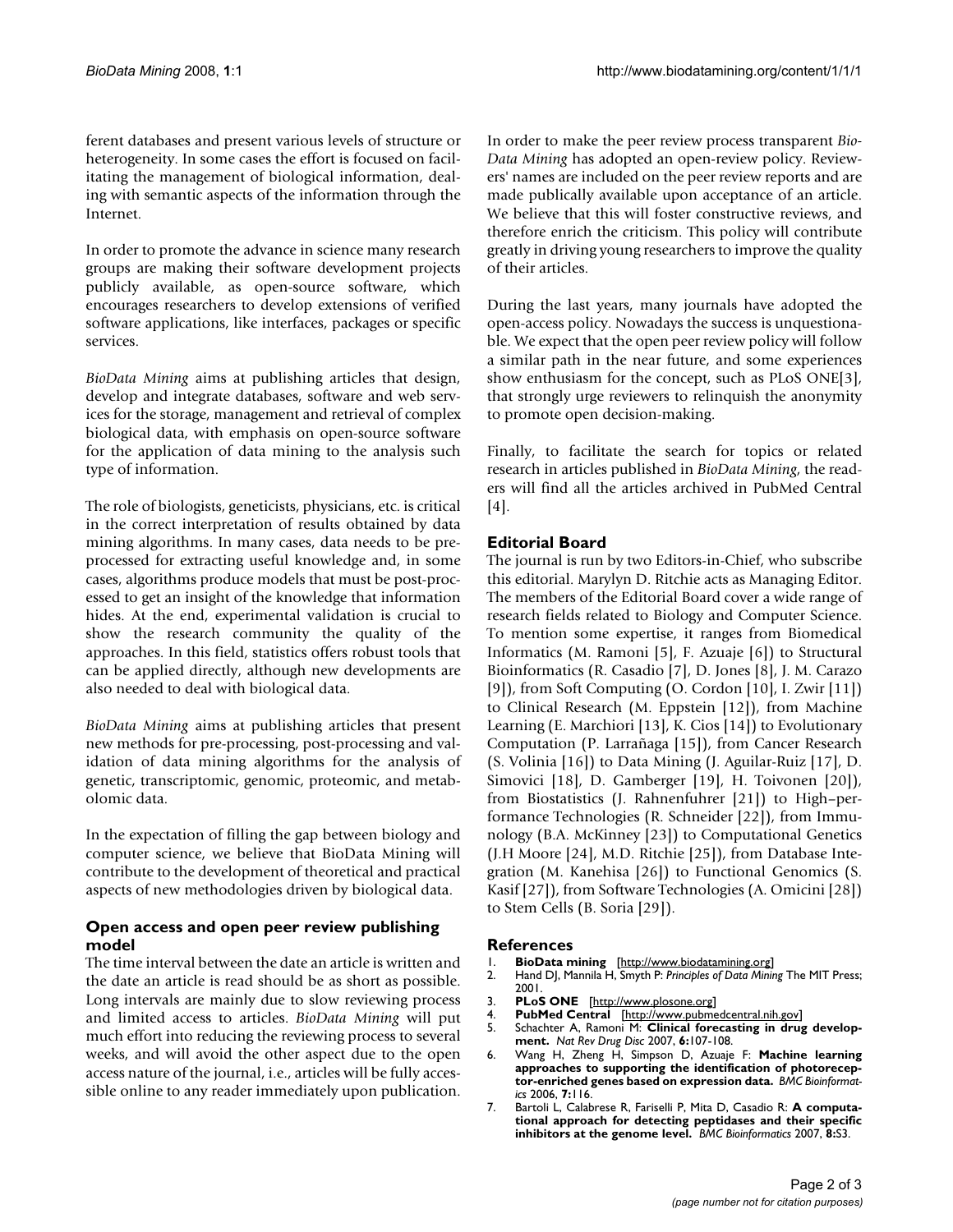ferent databases and present various levels of structure or heterogeneity. In some cases the effort is focused on facilitating the management of biological information, dealing with semantic aspects of the information through the Internet.

In order to promote the advance in science many research groups are making their software development projects publicly available, as open-source software, which encourages researchers to develop extensions of verified software applications, like interfaces, packages or specific services.

*BioData Mining* aims at publishing articles that design, develop and integrate databases, software and web services for the storage, management and retrieval of complex biological data, with emphasis on open-source software for the application of data mining to the analysis such type of information.

The role of biologists, geneticists, physicians, etc. is critical in the correct interpretation of results obtained by data mining algorithms. In many cases, data needs to be pre-processed for extracting useful knowledge and, in some cases, algorithms produce models that must be post-processed to get an insight of the knowledge that information hides. At the end, experimental validation is crucial to show the research community the quality of the approaches. In this field, statistics offers robust tools that can be applied directly, although new developments are also needed to deal with biological data.

*BioData Mining* aims at publishing articles that present new methods for pre-processing, post-processing and validation of data mining algorithms for the analysis of genetic, transcriptomic, genomic, proteomic, and metabolomic data.

In the expectation of filling the gap between biology and computer science, we believe that BioData Mining will contribute to the development of theoretical and practical aspects of new methodologies driven by biological data.

## Open access and open peer review publishing model

The time interval between the date an article is written and the date an article is read should be as short as possible. Long intervals are mainly due to slow reviewing process and limited access to articles. *BioData Mining* will put much effort into reducing the reviewing process to several weeks, and will avoid the other aspect due to the open access nature of the journal, i.e., articles will be fully accessible online to any reader immediately upon publication.

In order to make the peer review process transparent *BioData Mining* has adopted an open-review policy. Reviewers' names are included on the peer review reports and are made publically available upon acceptance of an article. We believe that this will foster constructive reviews, and therefore enrich the criticism. This policy will contribute greatly in driving young researchers to improve the quality of their articles.

During the last years, many journals have adopted the open-access policy. Nowadays the success is unquestionable. We expect that the open peer review policy will follow a similar path in the near future, and some experiences show enthusiasm for the concept, such as PLoS ONE[3], that strongly urge reviewers to relinquish the anonymity to promote open decision-making.

Finally, to facilitate the search for topics or related research in articles published in *BioData Mining*, the readers will find all the articles archived in PubMed Central [4].

## Editorial Board

The journal is run by two Editors-in-Chief, who subscribe this editorial. Marylyn D. Ritchie acts as Managing Editor. The members of the Editorial Board cover a wide range of research fields related to Biology and Computer Science. To mention some expertise, it ranges from Biomedical Informatics (M. Ramoni [5], F. Azuaje [6]) to Structural Bioinformatics (R. Casadio [7], D. Jones [8], J. M. Carazo [9]), from Soft Computing (O. Cordon [10], I. Zwir [11]) to Clinical Research (M. Eppstein [12]), from Machine Learning (E. Marchiori [13], K. Cios [14]) to Evolutionary Computation (P. Larrañaga [15]), from Cancer Research (S. Volinia [16]) to Data Mining (J. Aguilar-Ruiz [17], D. Simovici [18], D. Gamberger [19], H. Toivonen [20]), from Biostatistics (J. Rahnenfuhrer [21]) to High–performance Technologies (R. Schneider [22]), from Immunology (B.A. McKinney [23]) to Computational Genetics (J.H Moore [24], M.D. Ritchie [25]), from Database Integration (M. Kanehisa [26]) to Functional Genomics (S. Kasif [27]), from Software Technologies (A. Omicini [28]) to Stem Cells (B. Soria [29]).

## References

1. **BioData mining** [http://www.biodatamining.org]
2. Hand DJ, Mannila H, Smyth P: *Principles of Data Mining* The MIT Press; 2001.
3. **PLoS ONE** [http://www.plosone.org]
4. **PubMed Central** [http://www.pubmedcentral.nih.gov]
5. Schachter A, Ramoni M: **Clinical forecasting in drug development.** *Nat Rev Drug Disc* 2007, **6:**107-108.
6. Wang H, Zheng H, Simpson D, Azuaje F: **Machine learning approaches to supporting the identification of photoreceptor-enriched genes based on expression data.** *BMC Bioinformatics* 2006, **7:**116.
7. Bartoli L, Calabrese R, Fariselli P, Mita D, Casadio R: **A computational approach for detecting peptidases and their specific inhibitors at the genome level.** *BMC Bioinformatics* 2007, **8:**S3.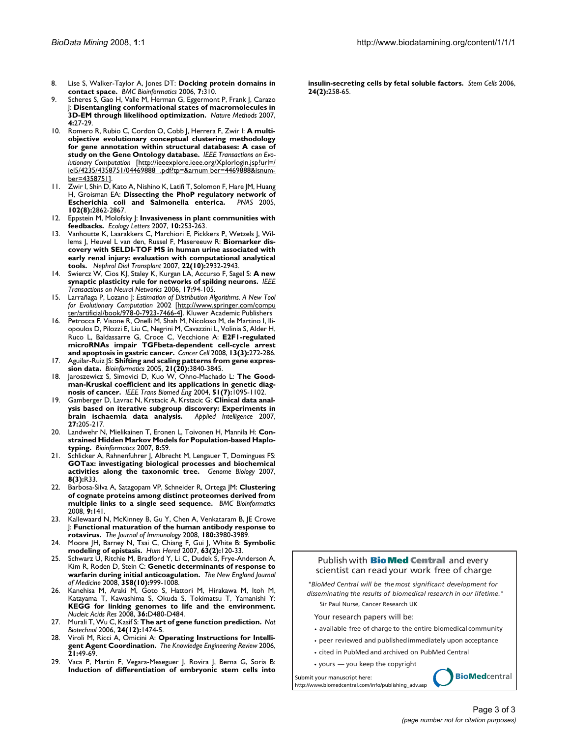8. Lise S, Walker-Taylor A, Jones DT: **Docking protein domains in contact space.** *BMC Bioinformatics* 2006, **7:**310.
9. Scheres S, Gao H, Valle M, Herman G, Eggermont P, Frank J, Carazo J: **Disentangling conformational states of macromolecules in 3D-EM through likelihood optimization.** *Nature Methods* 2007, **4:**27-29.
10. Romero R, Rubio C, Cordon O, Cobb J, Herrera F, Zwir I: **A multi-objective evolutionary conceptual clustering methodology for gene annotation within structural databases: A case of study on the Gene Ontology database.** *IEEE Transactions on Evolutionary Computation* [http://ieeexplore.ieee.org/Xplorlogin.jsp?url=/iel5/4235/4358751/04469888 .pdf?tp=&arnum ber=4469888&isnumber=4358751].
11. Zwir I, Shin D, Kato A, Nishino K, Latifi T, Solomon F, Hare JM, Huang H, Groisman EA: **Dissecting the PhoP regulatory network of Escherichia coli and Salmonella enterica.** *PNAS* 2005, **102(8):**2862-2867.
12. Eppstein M, Molofsky J: **Invasiveness in plant communities with feedbacks.** *Ecology Letters* 2007, **10:**253-263.
13. Vanhoutte K, Laarakkers C, Marchiori E, Pickkers P, Wetzels J, Willems J, Heuvel L van den, Russel F, Masereeuw R: **Biomarker discovery with SELDI-TOF MS in human urine associated with early renal injury: evaluation with computational analytical tools.** *Nephrol Dial Transplant* 2007, **22(10):**2932-2943.
14. Swiercz W, Cios KJ, Staley K, Kurgan LA, Accurso F, Sagel S: **A new synaptic plasticity rule for networks of spiking neurons.** *IEEE Transactions on Neural Networks* 2006, **17:**94-105.
15. Larrañaga P, Lozano J: *Estimation of Distribution Algorithms. A New Tool for Evolutionary Computation* 2002 [http://www.springer.com/computer/artificial/book/978-0-7923-7466-4]. Kluwer Academic Publishers
16. Petrocca F, Visone R, Onelli M, Shah M, Nicoloso M, de Martino I, Iliopoulos D, Pilozzi E, Liu C, Negrini M, Cavazzini L, Volinia S, Alder H, Ruco L, Baldassarre G, Croce C, Vecchione A: **E2F1-regulated microRNAs impair TGFbeta-dependent cell-cycle arrest and apoptosis in gastric cancer.** *Cancer Cell* 2008, **13(3):**272-286.
17. Aguilar-Ruiz JS: **Shifting and scaling patterns from gene expression data.** *Bioinformatics* 2005, **21(20):**3840-3845.
18. Jaroszewicz S, Simovici D, Kuo W, Ohno-Machado L: **The Goodman-Kruskal coefficient and its applications in genetic diagnosis of cancer.** *IEEE Trans Biomed Eng* 2004, **51(7):**1095-1102.
19. Gamberger D, Lavrac N, Krstacic A, Krstacic G: **Clinical data analysis based on iterative subgroup discovery: Experiments in brain ischaemia data analysis.** *Applied Intelligence* 2007, **27:**205-217.
20. Landwehr N, Mielikainen T, Eronen L, Toivonen H, Mannila H: **Constrained Hidden Markov Models for Population-based Haplotyping.** *Bioinformatics* 2007, **8:**S9.
21. Schlicker A, Rahnenfuhrer J, Albrecht M, Lengauer T, Domingues FS: **GOTax: investigating biological processes and biochemical activities along the taxonomic tree.** *Genome Biology* 2007, **8(3):**R33.
22. Barbosa-Silva A, Satagopam VP, Schneider R, Ortega JM: **Clustering of cognate proteins among distinct proteomes derived from multiple links to a single seed sequence.** *BMC Bioinformatics* 2008, **9:**141.
23. Kallewaard N, McKinney B, Gu Y, Chen A, Venkataram B, JE Crowe J: **Functional maturation of the human antibody response to rotavirus.** *The Journal of Immunology* 2008, **180:**3980-3989.
24. Moore JH, Barney N, Tsai C, Chiang F, Gui J, White B: **Symbolic modeling of epistasis.** *Hum Hered* 2007, **63(2):**120-33.
25. Schwarz U, Ritchie M, Bradford Y, Li C, Dudek S, Frye-Anderson A, Kim R, Roden D, Stein C: **Genetic determinants of response to warfarin during initial anticoagulation.** *The New England Journal of Medicine* 2008, **358(10):**999-1008.
26. Kanehisa M, Araki M, Goto S, Hattori M, Hirakawa M, Itoh M, Katayama T, Kawashima S, Okuda S, Tokimatsu T, Yamanishi Y: **KEGG for linking genomes to life and the environment.** *Nucleic Acids Res* 2008, **36:**D480-D484.
27. Murali T, Wu C, Kasif S: **The art of gene function prediction.** *Nat Biotechnol* 2006, **24(12):**1474-5.
28. Viroli M, Ricci A, Omicini A: **Operating Instructions for Intelligent Agent Coordination.** *The Knowledge Engineering Review* 2006, **21:**49-69.
29. Vaca P, Martin F, Vegara-Meseguer J, Rovira J, Berna G, Soria B: **Induction of differentiation of embryonic stem cells into insulin-secreting cells by fetal soluble factors.** *Stem Cells* 2006, **24(2):**258-65.

Publish with **BioMed Central** and every scientist can read your work free of charge

*"BioMed Central will be the most significant development for disseminating the results of biomedical research in our lifetime."*

Sir Paul Nurse, Cancer Research UK

Your research papers will be:

- available free of charge to the entire biomedical community
- peer reviewed and published immediately upon acceptance
- cited in PubMed and archived on PubMed Central
- yours — you keep the copyright

Submit your manuscript here:
http://www.biomedcentral.com/info/publishing_adv.asp

**BioMed**central